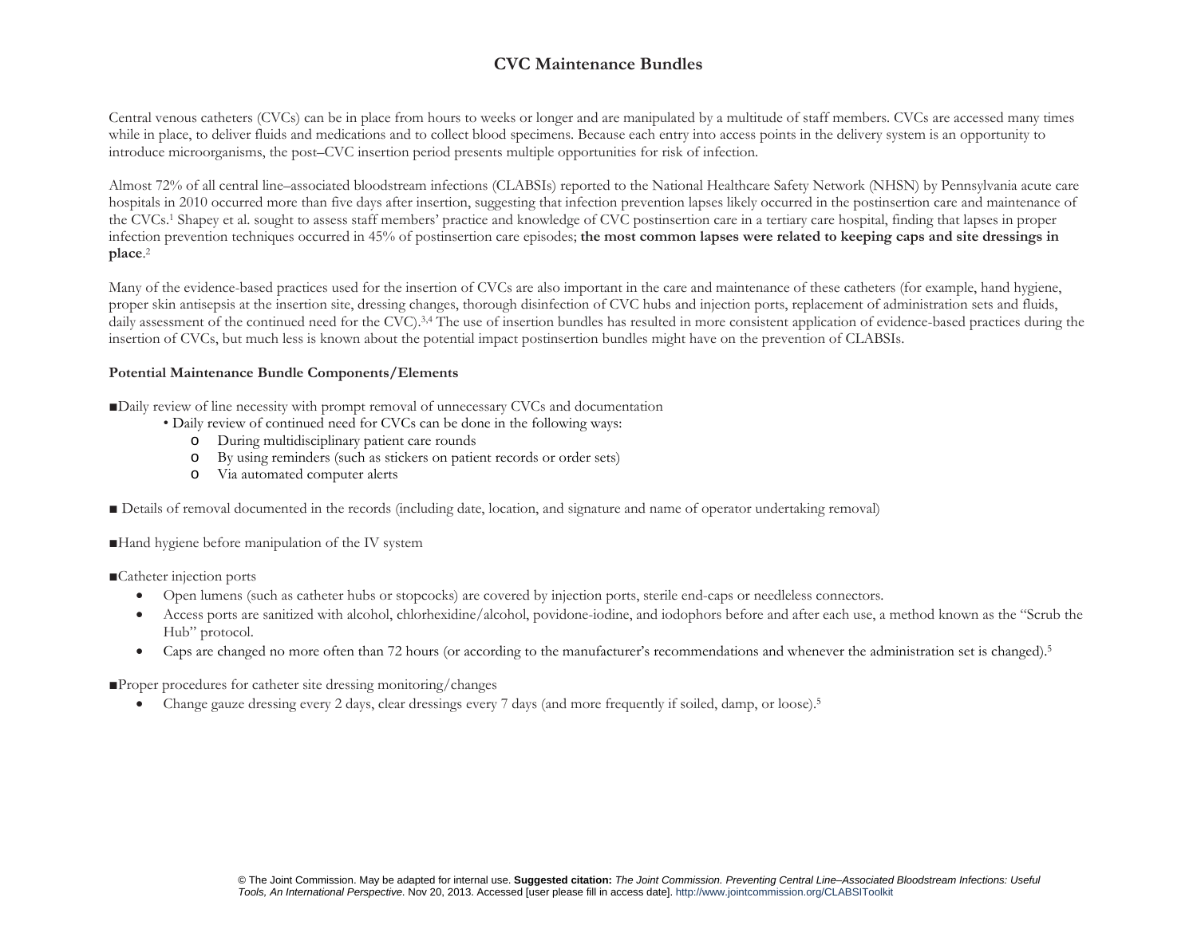# CVC Maintenance Bundles

Central venous catheters (CVCs) can be in place from hours to weeks or longer and are manipulated by a multitude of staff members. CVCs are accessed many times while in place, to deliver fluids and medications and to collect blood specimens. Because each entry into access points in the delivery system is an opportunity to introduce microorganisms, the post–CVC insertion period presents multiple opportunities for risk of infection.

Almost 72% of all central line–associated bloodstream infections (CLABSIs) reported to the National Healthcare Safety Network (NHSN) by Pennsylvania acute care hospitals in 2010 occurred more than five days after insertion, suggesting that infection prevention lapses likely occurred in the postinsertion care and maintenance of the CVCs.[1] Shapey et al. sought to assess staff members' practice and knowledge of CVC postinsertion care in a tertiary care hospital, finding that lapses in proper infection prevention techniques occurred in 45% of postinsertion care episodes; **the most common lapses were related to keeping caps and site dressings in place**.[2]

Many of the evidence-based practices used for the insertion of CVCs are also important in the care and maintenance of these catheters (for example, hand hygiene, proper skin antisepsis at the insertion site, dressing changes, thorough disinfection of CVC hubs and injection ports, replacement of administration sets and fluids, daily assessment of the continued need for the CVC).[3,4] The use of insertion bundles has resulted in more consistent application of evidence-based practices during the insertion of CVCs, but much less is known about the potential impact postinsertion bundles might have on the prevention of CLABSIs.

**Potential Maintenance Bundle Components/Elements**

■ Daily review of line necessity with prompt removal of unnecessary CVCs and documentation

- Daily review of continued need for CVCs can be done in the following ways:
  - During multidisciplinary patient care rounds
  - By using reminders (such as stickers on patient records or order sets)
  - Via automated computer alerts

■ Details of removal documented in the records (including date, location, and signature and name of operator undertaking removal)

■ Hand hygiene before manipulation of the IV system

■ Catheter injection ports

- Open lumens (such as catheter hubs or stopcocks) are covered by injection ports, sterile end-caps or needleless connectors.
- Access ports are sanitized with alcohol, chlorhexidine/alcohol, povidone-iodine, and iodophors before and after each use, a method known as the "Scrub the Hub" protocol.
- Caps are changed no more often than 72 hours (or according to the manufacturer's recommendations and whenever the administration set is changed).[5]

■ Proper procedures for catheter site dressing monitoring/changes

- Change gauze dressing every 2 days, clear dressings every 7 days (and more frequently if soiled, damp, or loose).[5]

© The Joint Commission. May be adapted for internal use. **Suggested citation:** *The Joint Commission. Preventing Central Line–Associated Bloodstream Infections: Useful Tools, An International Perspective*. Nov 20, 2013. Accessed [user please fill in access date]. http://www.jointcommission.org/CLABSIToolkit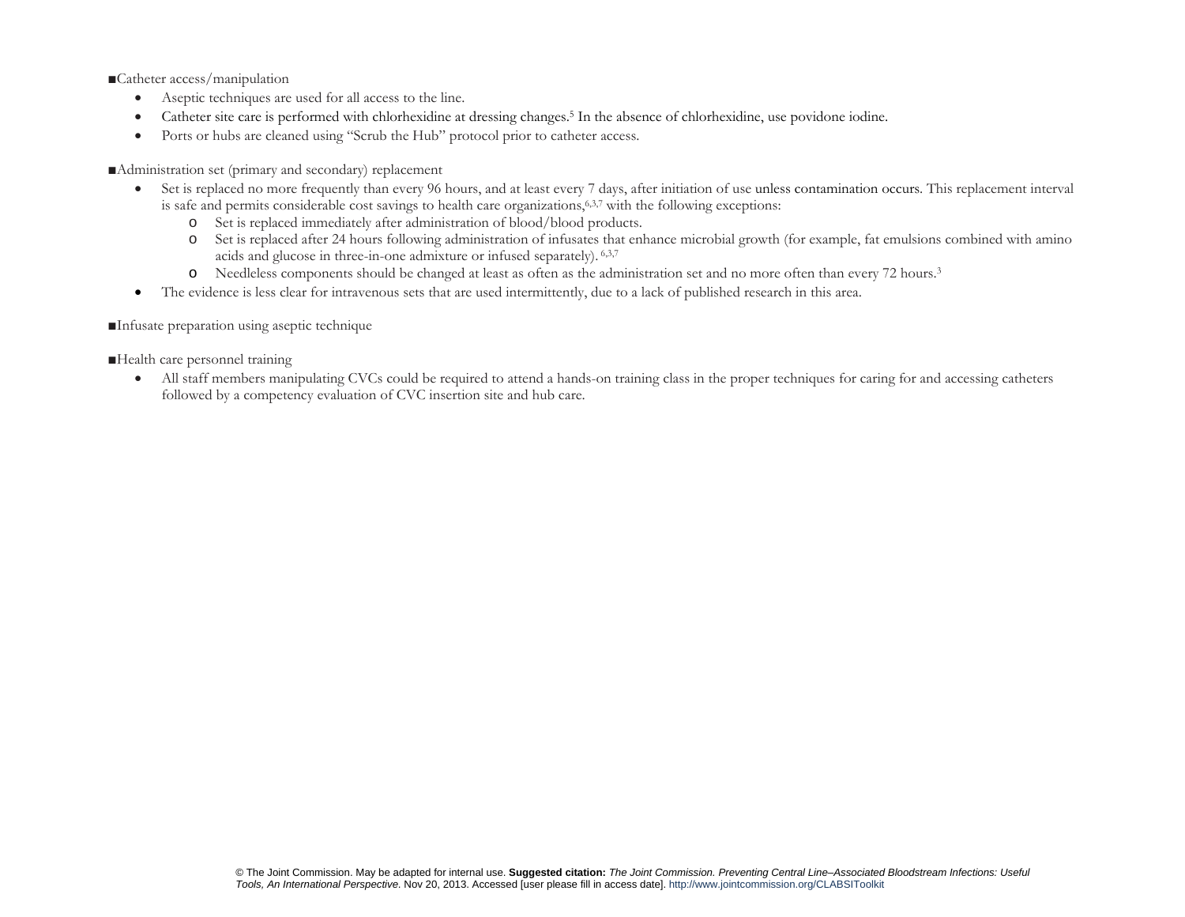■Catheter access/manipulation

- Aseptic techniques are used for all access to the line.
- Catheter site care is performed with chlorhexidine at dressing changes.[5] In the absence of chlorhexidine, use povidone iodine.
- Ports or hubs are cleaned using "Scrub the Hub" protocol prior to catheter access.

■Administration set (primary and secondary) replacement

- Set is replaced no more frequently than every 96 hours, and at least every 7 days, after initiation of use unless contamination occurs. This replacement interval is safe and permits considerable cost savings to health care organizations,[6,3,7] with the following exceptions:
  - Set is replaced immediately after administration of blood/blood products.
  - Set is replaced after 24 hours following administration of infusates that enhance microbial growth (for example, fat emulsions combined with amino acids and glucose in three-in-one admixture or infused separately). [6,3,7]
  - Needleless components should be changed at least as often as the administration set and no more often than every 72 hours.[3]
- The evidence is less clear for intravenous sets that are used intermittently, due to a lack of published research in this area.

■Infusate preparation using aseptic technique

■Health care personnel training

- All staff members manipulating CVCs could be required to attend a hands-on training class in the proper techniques for caring for and accessing catheters followed by a competency evaluation of CVC insertion site and hub care.

© The Joint Commission. May be adapted for internal use. **Suggested citation:** *The Joint Commission. Preventing Central Line–Associated Bloodstream Infections: Useful Tools, An International Perspective*. Nov 20, 2013. Accessed [user please fill in access date]. http://www.jointcommission.org/CLABSIToolkit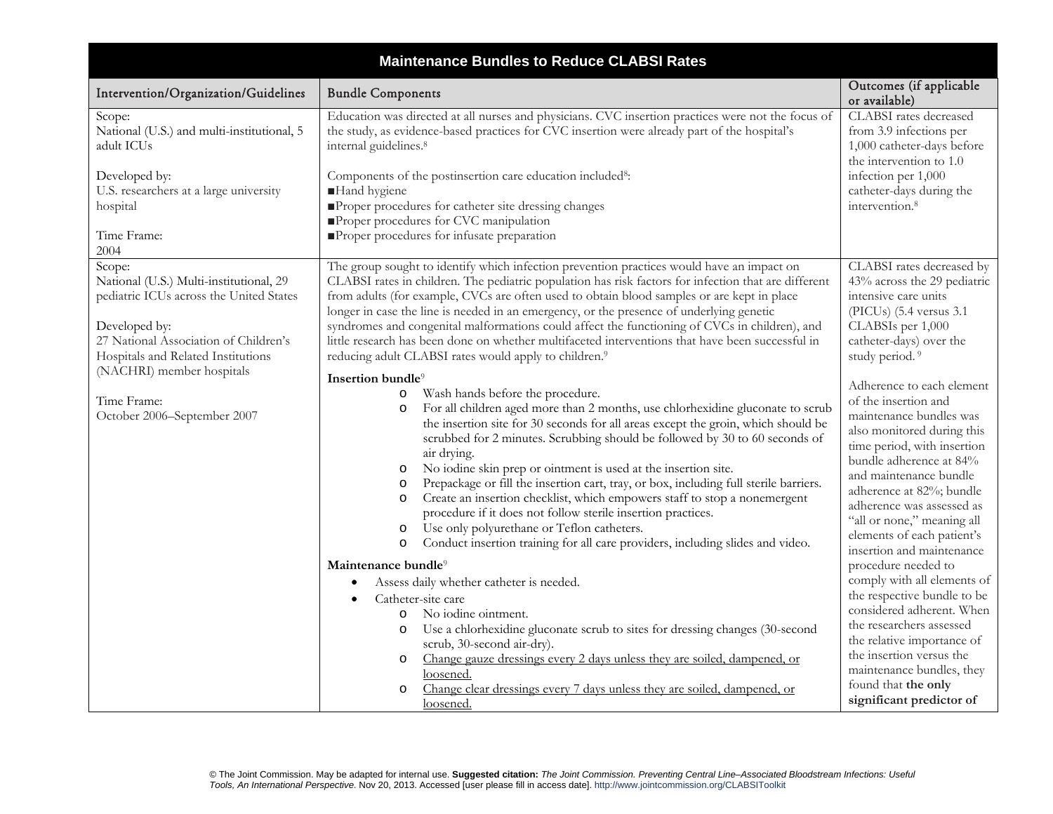| Maintenance Bundles to Reduce CLABSI Rates | | |
|---|---|---|
| **Intervention/Organization/Guidelines** | **Bundle Components** | **Outcomes (if applicable or available)** |
| Scope:<br>National (U.S.) and multi-institutional, 5 adult ICUs<br><br>Developed by:<br>U.S. researchers at a large university hospital<br><br>Time Frame:<br>2004 | Education was directed at all nurses and physicians. CVC insertion practices were not the focus of the study, as evidence-based practices for CVC insertion were already part of the hospital's internal guidelines.[8]<br><br>Components of the postinsertion care education included[8]:<br>■Hand hygiene<br>■Proper procedures for catheter site dressing changes<br>■Proper procedures for CVC manipulation<br>■Proper procedures for infusate preparation | CLABSI rates decreased from 3.9 infections per 1,000 catheter-days before the intervention to 1.0 infection per 1,000 catheter-days during the intervention.[8] |
| Scope:<br>National (U.S.) Multi-institutional, 29 pediatric ICUs across the United States<br><br>Developed by:<br>27 National Association of Children's Hospitals and Related Institutions (NACHRI) member hospitals<br><br>Time Frame:<br>October 2006–September 2007 | The group sought to identify which infection prevention practices would have an impact on CLABSI rates in children. The pediatric population has risk factors for infection that are different from adults (for example, CVCs are often used to obtain blood samples or are kept in place longer in case the line is needed in an emergency, or the presence of underlying genetic syndromes and congenital malformations could affect the functioning of CVCs in children), and little research has been done on whether multifaceted interventions that have been successful in reducing adult CLABSI rates would apply to children.[9]<br><br>**Insertion bundle**[9]<br>o Wash hands before the procedure.<br>o For all children aged more than 2 months, use chlorhexidine gluconate to scrub the insertion site for 30 seconds for all areas except the groin, which should be scrubbed for 2 minutes. Scrubbing should be followed by 30 to 60 seconds of air drying.<br>o No iodine skin prep or ointment is used at the insertion site.<br>o Prepackage or fill the insertion cart, tray, or box, including full sterile barriers.<br>o Create an insertion checklist, which empowers staff to stop a nonemergent procedure if it does not follow sterile insertion practices.<br>o Use only polyurethane or Teflon catheters.<br>o Conduct insertion training for all care providers, including slides and video.<br><br>**Maintenance bundle**[9]<br>• Assess daily whether catheter is needed.<br>• Catheter-site care<br>o No iodine ointment.<br>o Use a chlorhexidine gluconate scrub to sites for dressing changes (30-second scrub, 30-second air-dry).<br>o <u>Change gauze dressings every 2 days unless they are soiled, dampened, or loosened.</u><br>o <u>Change clear dressings every 7 days unless they are soiled, dampened, or loosened.</u> | CLABSI rates decreased by 43% across the 29 pediatric intensive care units (PICUs) (5.4 versus 3.1 CLABSIs per 1,000 catheter-days) over the study period.[9]<br><br>Adherence to each element of the insertion and maintenance bundles was also monitored during this time period, with insertion bundle adherence at 84% and maintenance bundle adherence at 82%; bundle adherence was assessed as "all or none," meaning all elements of each patient's insertion and maintenance procedure needed to comply with all elements of the respective bundle to be considered adherent. When the researchers assessed the relative importance of the insertion versus the maintenance bundles, they found that **the only significant predictor of** |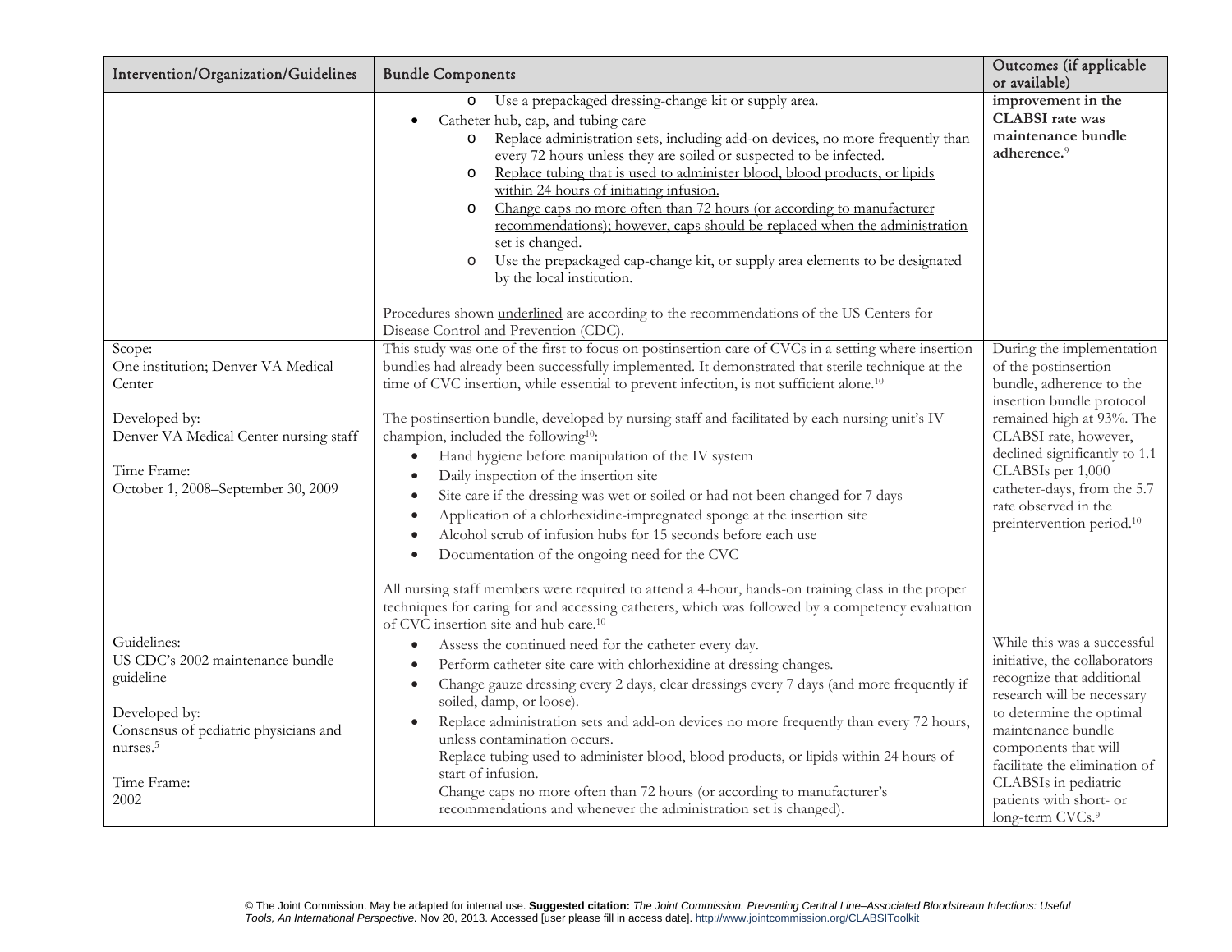| Intervention/Organization/Guidelines | Bundle Components | Outcomes (if applicable or available) |
|---|---|---|
| | <ul><li>Use a prepackaged dressing-change kit or supply area.</li></ul>• Catheter hub, cap, and tubing care<ul><li>Replace administration sets, including add-on devices, no more frequently than every 72 hours unless they are soiled or suspected to be infected.</li><li><u>Replace tubing that is used to administer blood, blood products, or lipids within 24 hours of initiating infusion.</u></li><li><u>Change caps no more often than 72 hours (or according to manufacturer recommendations); however, caps should be replaced when the administration set is changed.</u></li><li>Use the prepackaged cap-change kit, or supply area elements to be designated by the local institution.</li></ul>Procedures shown <u>underlined</u> are according to the recommendations of the US Centers for Disease Control and Prevention (CDC). | **improvement in the CLABSI rate was maintenance bundle adherence.**[9] |
| Scope:<br>One institution; Denver VA Medical Center<br><br>Developed by:<br>Denver VA Medical Center nursing staff<br><br>Time Frame:<br>October 1, 2008–September 30, 2009 | This study was one of the first to focus on postinsertion care of CVCs in a setting where insertion bundles had already been successfully implemented. It demonstrated that sterile technique at the time of CVC insertion, while essential to prevent infection, is not sufficient alone.[10]<br><br>The postinsertion bundle, developed by nursing staff and facilitated by each nursing unit's IV champion, included the following[10]:<br>• Hand hygiene before manipulation of the IV system<br>• Daily inspection of the insertion site<br>• Site care if the dressing was wet or soiled or had not been changed for 7 days<br>• Application of a chlorhexidine-impregnated sponge at the insertion site<br>• Alcohol scrub of infusion hubs for 15 seconds before each use<br>• Documentation of the ongoing need for the CVC<br><br>All nursing staff members were required to attend a 4-hour, hands-on training class in the proper techniques for caring for and accessing catheters, which was followed by a competency evaluation of CVC insertion site and hub care.[10] | During the implementation of the postinsertion bundle, adherence to the insertion bundle protocol remained high at 93%. The CLABSI rate, however, declined significantly to 1.1 CLABSIs per 1,000 catheter-days, from the 5.7 rate observed in the preintervention period.[10] |
| Guidelines:<br>US CDC's 2002 maintenance bundle guideline<br><br>Developed by:<br>Consensus of pediatric physicians and nurses.[5]<br><br>Time Frame:<br>2002 | • Assess the continued need for the catheter every day.<br>• Perform catheter site care with chlorhexidine at dressing changes.<br>• Change gauze dressing every 2 days, clear dressings every 7 days (and more frequently if soiled, damp, or loose).<br>• Replace administration sets and add-on devices no more frequently than every 72 hours, unless contamination occurs.<br>Replace tubing used to administer blood, blood products, or lipids within 24 hours of start of infusion.<br>Change caps no more often than 72 hours (or according to manufacturer's recommendations and whenever the administration set is changed). | While this was a successful initiative, the collaborators recognize that additional research will be necessary to determine the optimal maintenance bundle components that will facilitate the elimination of CLABSIs in pediatric patients with short- or long-term CVCs.[9] |

© The Joint Commission. May be adapted for internal use. **Suggested citation:** *The Joint Commission. Preventing Central Line–Associated Bloodstream Infections: Useful Tools, An International Perspective.* Nov 20, 2013. Accessed [user please fill in access date]. http://www.jointcommission.org/CLABSIToolkit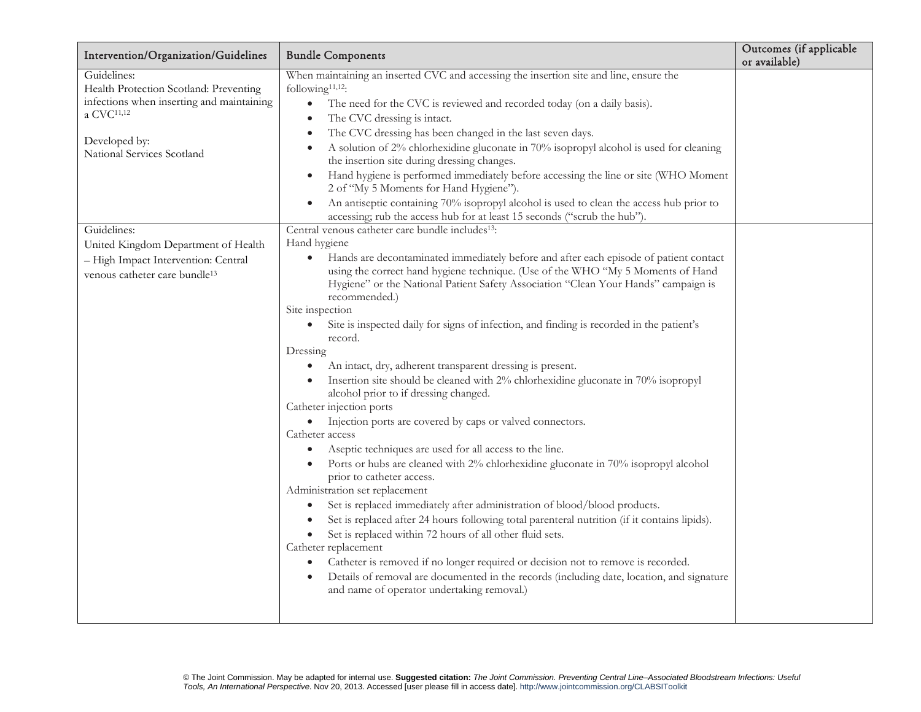| Intervention/Organization/Guidelines | Bundle Components | Outcomes (if applicable or available) |
|---|---|---|
| Guidelines:<br>Health Protection Scotland: Preventing infections when inserting and maintaining a CVC[11,12]<br><br>Developed by:<br>National Services Scotland | When maintaining an inserted CVC and accessing the insertion site and line, ensure the following[11,12]:<br>• The need for the CVC is reviewed and recorded today (on a daily basis).<br>• The CVC dressing is intact.<br>• The CVC dressing has been changed in the last seven days.<br>• A solution of 2% chlorhexidine gluconate in 70% isopropyl alcohol is used for cleaning the insertion site during dressing changes.<br>• Hand hygiene is performed immediately before accessing the line or site (WHO Moment 2 of "My 5 Moments for Hand Hygiene").<br>• An antiseptic containing 70% isopropyl alcohol is used to clean the access hub prior to accessing; rub the access hub for at least 15 seconds ("scrub the hub"). | |
| Guidelines:<br>United Kingdom Department of Health – High Impact Intervention: Central venous catheter care bundle[13] | Central venous catheter care bundle includes[13]:<br>Hand hygiene<br>• Hands are decontaminated immediately before and after each episode of patient contact using the correct hand hygiene technique. (Use of the WHO "My 5 Moments of Hand Hygiene" or the National Patient Safety Association "Clean Your Hands" campaign is recommended.)<br>Site inspection<br>• Site is inspected daily for signs of infection, and finding is recorded in the patient's record.<br>Dressing<br>• An intact, dry, adherent transparent dressing is present.<br>• Insertion site should be cleaned with 2% chlorhexidine gluconate in 70% isopropyl alcohol prior to if dressing changed.<br>Catheter injection ports<br>• Injection ports are covered by caps or valved connectors.<br>Catheter access<br>• Aseptic techniques are used for all access to the line.<br>• Ports or hubs are cleaned with 2% chlorhexidine gluconate in 70% isopropyl alcohol prior to catheter access.<br>Administration set replacement<br>• Set is replaced immediately after administration of blood/blood products.<br>• Set is replaced after 24 hours following total parenteral nutrition (if it contains lipids).<br>• Set is replaced within 72 hours of all other fluid sets.<br>Catheter replacement<br>• Catheter is removed if no longer required or decision not to remove is recorded.<br>• Details of removal are documented in the records (including date, location, and signature and name of operator undertaking removal.) | |

© The Joint Commission. May be adapted for internal use. **Suggested citation:** *The Joint Commission. Preventing Central Line–Associated Bloodstream Infections: Useful Tools, An International Perspective*. Nov 20, 2013. Accessed [user please fill in access date]. http://www.jointcommission.org/CLABSIToolkit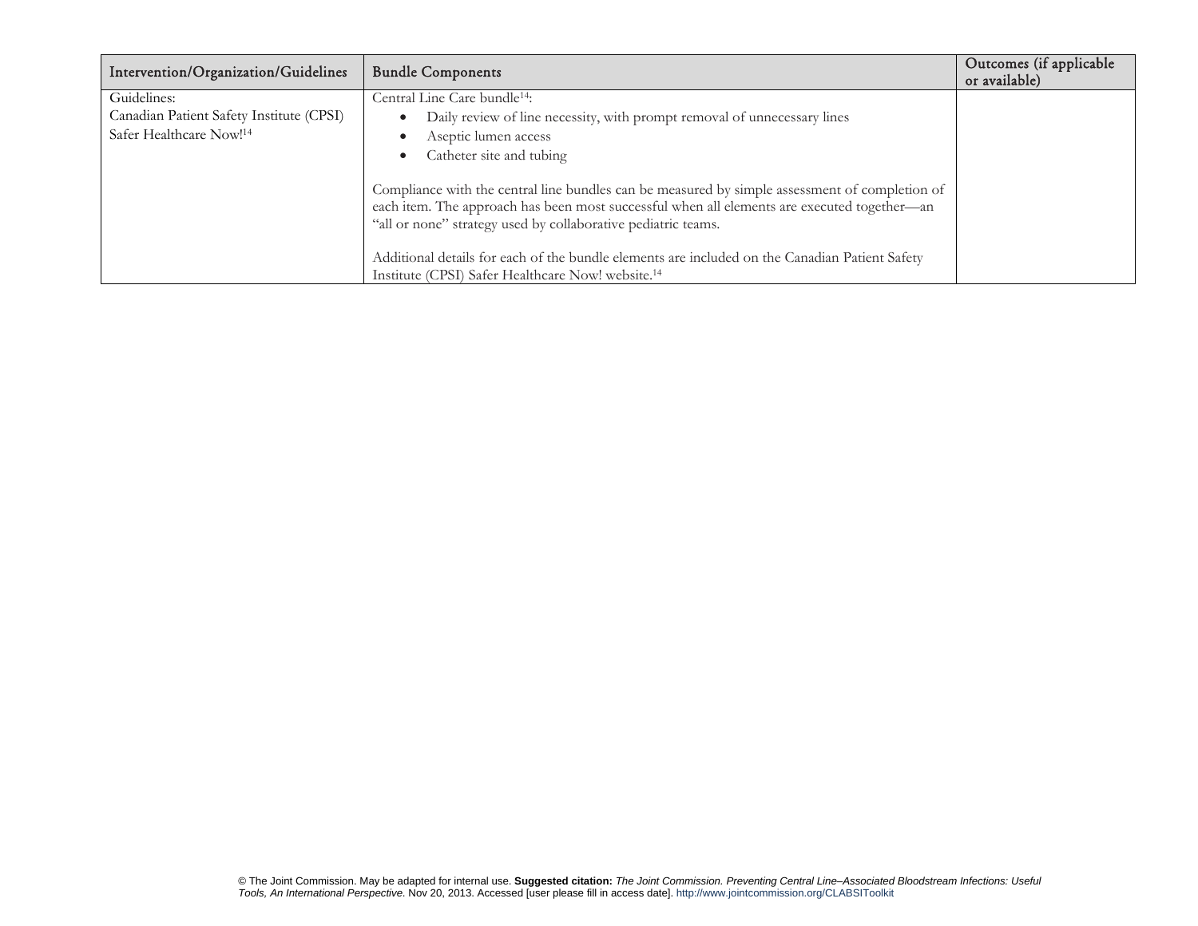| Intervention/Organization/Guidelines | Bundle Components | Outcomes (if applicable or available) |
|---|---|---|
| Guidelines:<br>Canadian Patient Safety Institute (CPSI) Safer Healthcare Now![14] | Central Line Care bundle[14]:<br>• Daily review of line necessity, with prompt removal of unnecessary lines<br>• Aseptic lumen access<br>• Catheter site and tubing<br><br>Compliance with the central line bundles can be measured by simple assessment of completion of each item. The approach has been most successful when all elements are executed together—an "all or none" strategy used by collaborative pediatric teams.<br><br>Additional details for each of the bundle elements are included on the Canadian Patient Safety Institute (CPSI) Safer Healthcare Now! website.[14] | |

© The Joint Commission. May be adapted for internal use. **Suggested citation:** *The Joint Commission. Preventing Central Line–Associated Bloodstream Infections: Useful Tools, An International Perspective*. Nov 20, 2013. Accessed [user please fill in access date]. http://www.jointcommission.org/CLABSIToolkit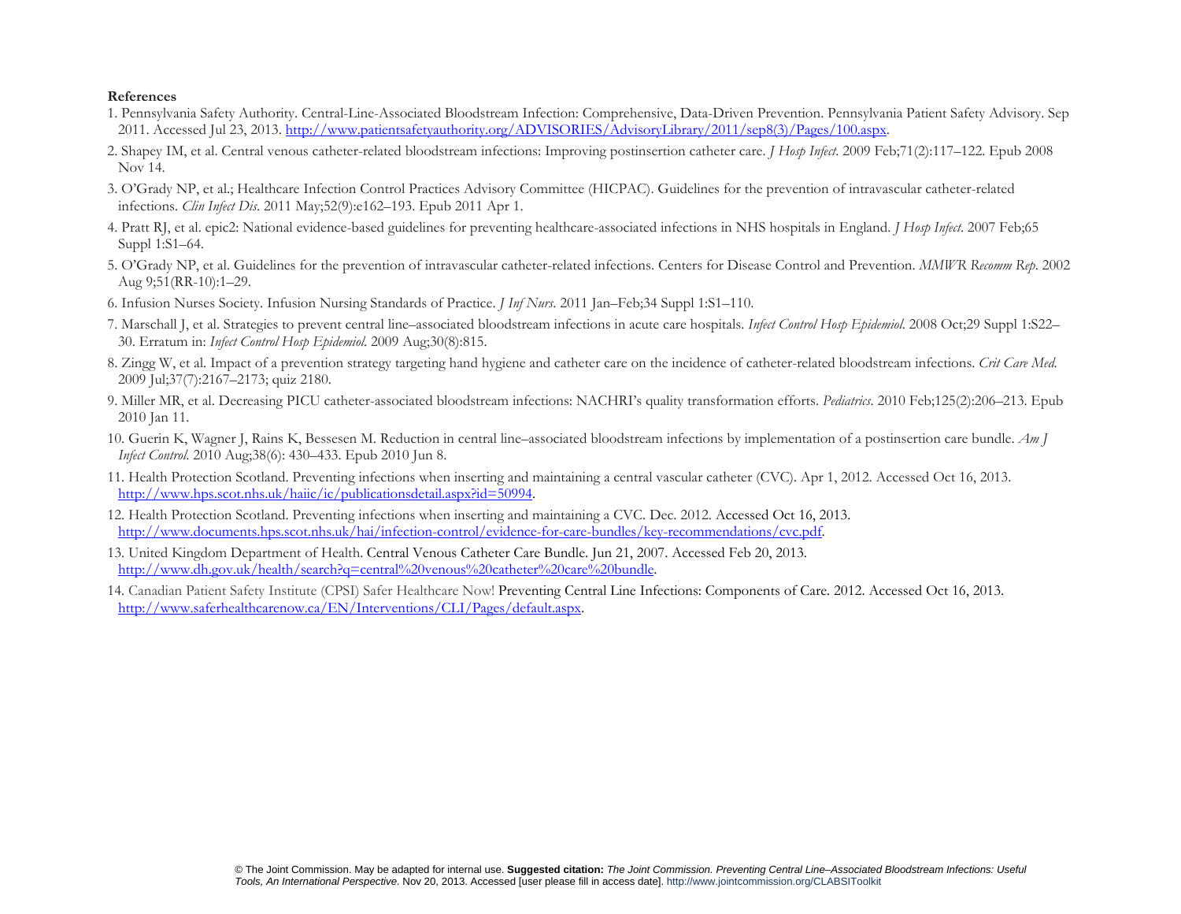**References**

1. Pennsylvania Safety Authority. Central-Line-Associated Bloodstream Infection: Comprehensive, Data-Driven Prevention. Pennsylvania Patient Safety Advisory. Sep 2011. Accessed Jul 23, 2013. http://www.patientsafetyauthority.org/ADVISORIES/AdvisoryLibrary/2011/sep8(3)/Pages/100.aspx.
2. Shapey IM, et al. Central venous catheter-related bloodstream infections: Improving postinsertion catheter care. *J Hosp Infect.* 2009 Feb;71(2):117–122. Epub 2008 Nov 14.
3. O'Grady NP, et al.; Healthcare Infection Control Practices Advisory Committee (HICPAC). Guidelines for the prevention of intravascular catheter-related infections. *Clin Infect Dis.* 2011 May;52(9):e162–193. Epub 2011 Apr 1.
4. Pratt RJ, et al. epic2: National evidence-based guidelines for preventing healthcare-associated infections in NHS hospitals in England. *J Hosp Infect.* 2007 Feb;65 Suppl 1:S1–64.
5. O'Grady NP, et al. Guidelines for the prevention of intravascular catheter-related infections. Centers for Disease Control and Prevention. *MMWR Recomm Rep.* 2002 Aug 9;51(RR-10):1–29.
6. Infusion Nurses Society. Infusion Nursing Standards of Practice. *J Inf Nurs.* 2011 Jan–Feb;34 Suppl 1:S1–110.
7. Marschall J, et al. Strategies to prevent central line–associated bloodstream infections in acute care hospitals. *Infect Control Hosp Epidemiol.* 2008 Oct;29 Suppl 1:S22–30. Erratum in: *Infect Control Hosp Epidemiol.* 2009 Aug;30(8):815.
8. Zingg W, et al. Impact of a prevention strategy targeting hand hygiene and catheter care on the incidence of catheter-related bloodstream infections. *Crit Care Med.* 2009 Jul;37(7):2167–2173; quiz 2180.
9. Miller MR, et al. Decreasing PICU catheter-associated bloodstream infections: NACHRI's quality transformation efforts. *Pediatrics.* 2010 Feb;125(2):206–213. Epub 2010 Jan 11.
10. Guerin K, Wagner J, Rains K, Bessesen M. Reduction in central line–associated bloodstream infections by implementation of a postinsertion care bundle. *Am J Infect Control.* 2010 Aug;38(6): 430–433. Epub 2010 Jun 8.
11. Health Protection Scotland. Preventing infections when inserting and maintaining a central vascular catheter (CVC). Apr 1, 2012. Accessed Oct 16, 2013. http://www.hps.scot.nhs.uk/haiic/ic/publicationsdetail.aspx?id=50994.
12. Health Protection Scotland. Preventing infections when inserting and maintaining a CVC. Dec. 2012. Accessed Oct 16, 2013. http://www.documents.hps.scot.nhs.uk/hai/infection-control/evidence-for-care-bundles/key-recommendations/cvc.pdf.
13. United Kingdom Department of Health. Central Venous Catheter Care Bundle. Jun 21, 2007. Accessed Feb 20, 2013. http://www.dh.gov.uk/health/search?q=central%20venous%20catheter%20care%20bundle.
14. Canadian Patient Safety Institute (CPSI) Safer Healthcare Now! Preventing Central Line Infections: Components of Care. 2012. Accessed Oct 16, 2013. http://www.saferhealthcarenow.ca/EN/Interventions/CLI/Pages/default.aspx.

© The Joint Commission. May be adapted for internal use. **Suggested citation:** *The Joint Commission. Preventing Central Line–Associated Bloodstream Infections: Useful Tools, An International Perspective.* Nov 20, 2013. Accessed [user please fill in access date]. http://www.jointcommission.org/CLABSIToolkit